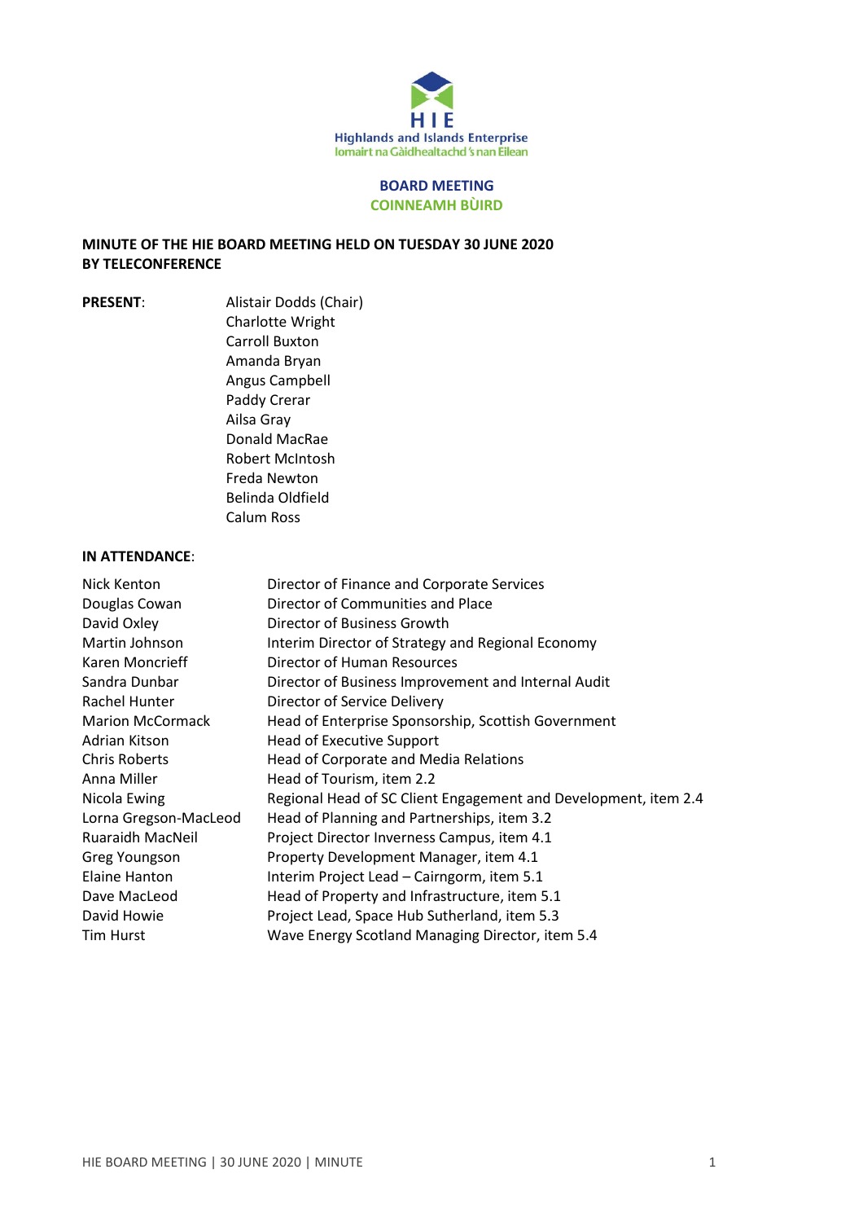Highlands and Islands Enterprise
Iomairt na Gàidhealtachd 's nan Eilean

**BOARD MEETING**
**COINNEAMH BÙIRD**

**MINUTE OF THE HIE BOARD MEETING HELD ON TUESDAY 30 JUNE 2020 BY TELECONFERENCE**

**PRESENT**:

Alistair Dodds (Chair)
Charlotte Wright
Carroll Buxton
Amanda Bryan
Angus Campbell
Paddy Crerar
Ailsa Gray
Donald MacRae
Robert McIntosh
Freda Newton
Belinda Oldfield
Calum Ross

**IN ATTENDANCE**:

| | |
|---|---|
| Nick Kenton | Director of Finance and Corporate Services |
| Douglas Cowan | Director of Communities and Place |
| David Oxley | Director of Business Growth |
| Martin Johnson | Interim Director of Strategy and Regional Economy |
| Karen Moncrieff | Director of Human Resources |
| Sandra Dunbar | Director of Business Improvement and Internal Audit |
| Rachel Hunter | Director of Service Delivery |
| Marion McCormack | Head of Enterprise Sponsorship, Scottish Government |
| Adrian Kitson | Head of Executive Support |
| Chris Roberts | Head of Corporate and Media Relations |
| Anna Miller | Head of Tourism, item 2.2 |
| Nicola Ewing | Regional Head of SC Client Engagement and Development, item 2.4 |
| Lorna Gregson-MacLeod | Head of Planning and Partnerships, item 3.2 |
| Ruaraidh MacNeil | Project Director Inverness Campus, item 4.1 |
| Greg Youngson | Property Development Manager, item 4.1 |
| Elaine Hanton | Interim Project Lead – Cairngorm, item 5.1 |
| Dave MacLeod | Head of Property and Infrastructure, item 5.1 |
| David Howie | Project Lead, Space Hub Sutherland, item 5.3 |
| Tim Hurst | Wave Energy Scotland Managing Director, item 5.4 |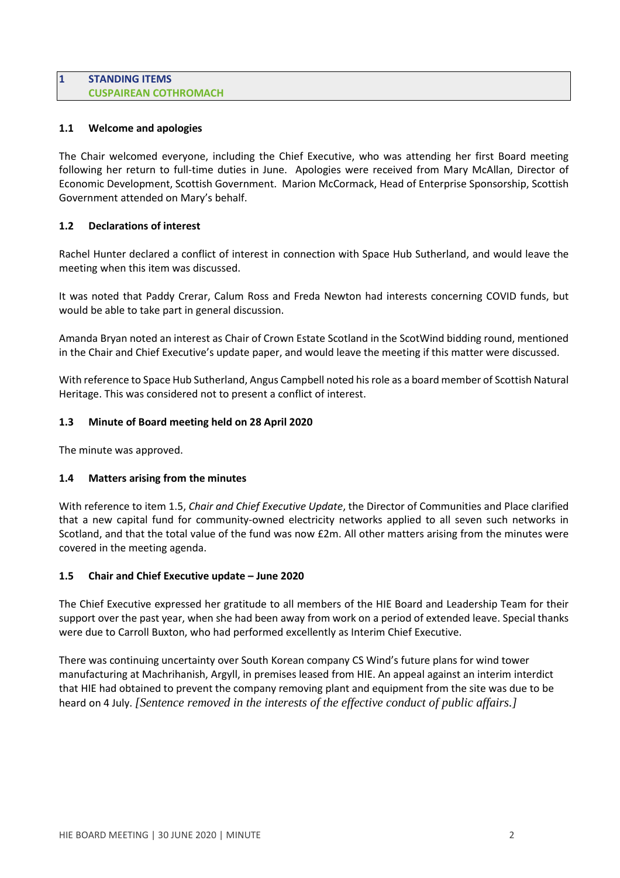## 1 STANDING ITEMS
## CUSPAIREAN COTHROMACH

### 1.1 Welcome and apologies

The Chair welcomed everyone, including the Chief Executive, who was attending her first Board meeting following her return to full-time duties in June. Apologies were received from Mary McAllan, Director of Economic Development, Scottish Government. Marion McCormack, Head of Enterprise Sponsorship, Scottish Government attended on Mary's behalf.

### 1.2 Declarations of interest

Rachel Hunter declared a conflict of interest in connection with Space Hub Sutherland, and would leave the meeting when this item was discussed.

It was noted that Paddy Crerar, Calum Ross and Freda Newton had interests concerning COVID funds, but would be able to take part in general discussion.

Amanda Bryan noted an interest as Chair of Crown Estate Scotland in the ScotWind bidding round, mentioned in the Chair and Chief Executive's update paper, and would leave the meeting if this matter were discussed.

With reference to Space Hub Sutherland, Angus Campbell noted his role as a board member of Scottish Natural Heritage. This was considered not to present a conflict of interest.

### 1.3 Minute of Board meeting held on 28 April 2020

The minute was approved.

### 1.4 Matters arising from the minutes

With reference to item 1.5, *Chair and Chief Executive Update*, the Director of Communities and Place clarified that a new capital fund for community-owned electricity networks applied to all seven such networks in Scotland, and that the total value of the fund was now £2m. All other matters arising from the minutes were covered in the meeting agenda.

### 1.5 Chair and Chief Executive update – June 2020

The Chief Executive expressed her gratitude to all members of the HIE Board and Leadership Team for their support over the past year, when she had been away from work on a period of extended leave. Special thanks were due to Carroll Buxton, who had performed excellently as Interim Chief Executive.

There was continuing uncertainty over South Korean company CS Wind's future plans for wind tower manufacturing at Machrihanish, Argyll, in premises leased from HIE. An appeal against an interim interdict that HIE had obtained to prevent the company removing plant and equipment from the site was due to be heard on 4 July. *[Sentence removed in the interests of the effective conduct of public affairs.]*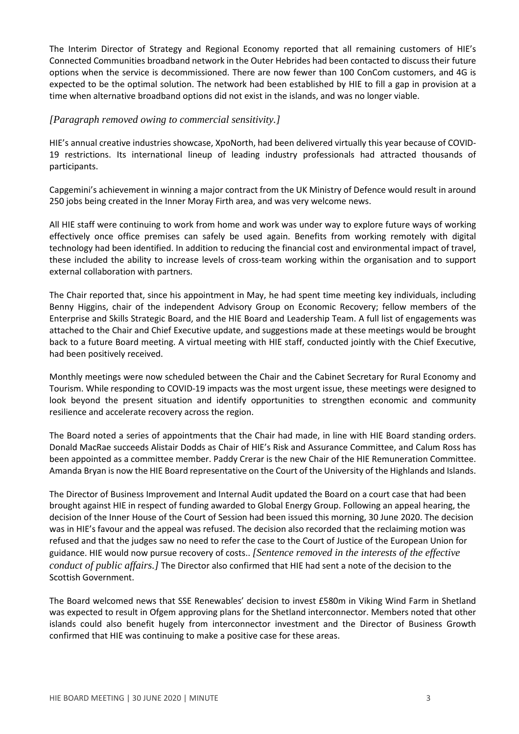The Interim Director of Strategy and Regional Economy reported that all remaining customers of HIE's Connected Communities broadband network in the Outer Hebrides had been contacted to discuss their future options when the service is decommissioned. There are now fewer than 100 ConCom customers, and 4G is expected to be the optimal solution. The network had been established by HIE to fill a gap in provision at a time when alternative broadband options did not exist in the islands, and was no longer viable.

*[Paragraph removed owing to commercial sensitivity.]*

HIE's annual creative industries showcase, XpoNorth, had been delivered virtually this year because of COVID-19 restrictions. Its international lineup of leading industry professionals had attracted thousands of participants.

Capgemini's achievement in winning a major contract from the UK Ministry of Defence would result in around 250 jobs being created in the Inner Moray Firth area, and was very welcome news.

All HIE staff were continuing to work from home and work was under way to explore future ways of working effectively once office premises can safely be used again. Benefits from working remotely with digital technology had been identified. In addition to reducing the financial cost and environmental impact of travel, these included the ability to increase levels of cross-team working within the organisation and to support external collaboration with partners.

The Chair reported that, since his appointment in May, he had spent time meeting key individuals, including Benny Higgins, chair of the independent Advisory Group on Economic Recovery; fellow members of the Enterprise and Skills Strategic Board, and the HIE Board and Leadership Team. A full list of engagements was attached to the Chair and Chief Executive update, and suggestions made at these meetings would be brought back to a future Board meeting. A virtual meeting with HIE staff, conducted jointly with the Chief Executive, had been positively received.

Monthly meetings were now scheduled between the Chair and the Cabinet Secretary for Rural Economy and Tourism. While responding to COVID-19 impacts was the most urgent issue, these meetings were designed to look beyond the present situation and identify opportunities to strengthen economic and community resilience and accelerate recovery across the region.

The Board noted a series of appointments that the Chair had made, in line with HIE Board standing orders. Donald MacRae succeeds Alistair Dodds as Chair of HIE's Risk and Assurance Committee, and Calum Ross has been appointed as a committee member. Paddy Crerar is the new Chair of the HIE Remuneration Committee. Amanda Bryan is now the HIE Board representative on the Court of the University of the Highlands and Islands.

The Director of Business Improvement and Internal Audit updated the Board on a court case that had been brought against HIE in respect of funding awarded to Global Energy Group. Following an appeal hearing, the decision of the Inner House of the Court of Session had been issued this morning, 30 June 2020. The decision was in HIE's favour and the appeal was refused. The decision also recorded that the reclaiming motion was refused and that the judges saw no need to refer the case to the Court of Justice of the European Union for guidance. HIE would now pursue recovery of costs.. *[Sentence removed in the interests of the effective conduct of public affairs.]* The Director also confirmed that HIE had sent a note of the decision to the Scottish Government.

The Board welcomed news that SSE Renewables' decision to invest £580m in Viking Wind Farm in Shetland was expected to result in Ofgem approving plans for the Shetland interconnector. Members noted that other islands could also benefit hugely from interconnector investment and the Director of Business Growth confirmed that HIE was continuing to make a positive case for these areas.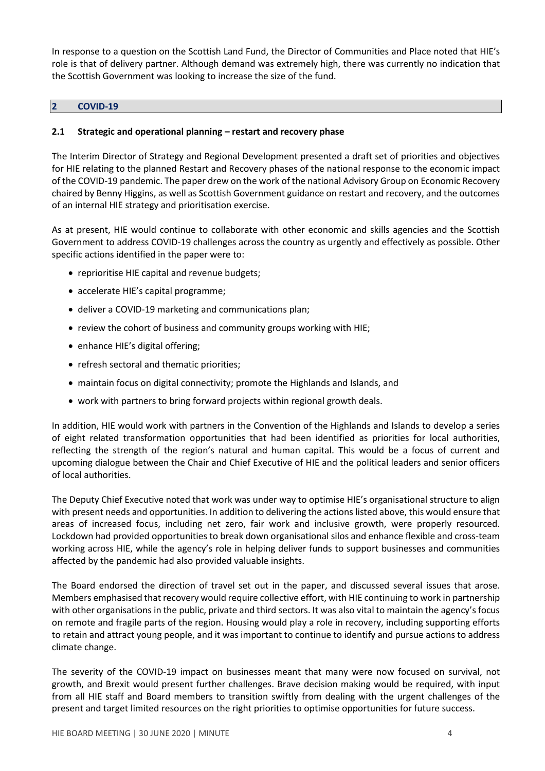In response to a question on the Scottish Land Fund, the Director of Communities and Place noted that HIE's role is that of delivery partner. Although demand was extremely high, there was currently no indication that the Scottish Government was looking to increase the size of the fund.

## 2 COVID-19

### 2.1 Strategic and operational planning – restart and recovery phase

The Interim Director of Strategy and Regional Development presented a draft set of priorities and objectives for HIE relating to the planned Restart and Recovery phases of the national response to the economic impact of the COVID-19 pandemic. The paper drew on the work of the national Advisory Group on Economic Recovery chaired by Benny Higgins, as well as Scottish Government guidance on restart and recovery, and the outcomes of an internal HIE strategy and prioritisation exercise.

As at present, HIE would continue to collaborate with other economic and skills agencies and the Scottish Government to address COVID-19 challenges across the country as urgently and effectively as possible. Other specific actions identified in the paper were to:

- reprioritise HIE capital and revenue budgets;
- accelerate HIE's capital programme;
- deliver a COVID-19 marketing and communications plan;
- review the cohort of business and community groups working with HIE;
- enhance HIE's digital offering;
- refresh sectoral and thematic priorities;
- maintain focus on digital connectivity; promote the Highlands and Islands, and
- work with partners to bring forward projects within regional growth deals.

In addition, HIE would work with partners in the Convention of the Highlands and Islands to develop a series of eight related transformation opportunities that had been identified as priorities for local authorities, reflecting the strength of the region's natural and human capital. This would be a focus of current and upcoming dialogue between the Chair and Chief Executive of HIE and the political leaders and senior officers of local authorities.

The Deputy Chief Executive noted that work was under way to optimise HIE's organisational structure to align with present needs and opportunities. In addition to delivering the actions listed above, this would ensure that areas of increased focus, including net zero, fair work and inclusive growth, were properly resourced. Lockdown had provided opportunities to break down organisational silos and enhance flexible and cross-team working across HIE, while the agency's role in helping deliver funds to support businesses and communities affected by the pandemic had also provided valuable insights.

The Board endorsed the direction of travel set out in the paper, and discussed several issues that arose. Members emphasised that recovery would require collective effort, with HIE continuing to work in partnership with other organisations in the public, private and third sectors. It was also vital to maintain the agency's focus on remote and fragile parts of the region. Housing would play a role in recovery, including supporting efforts to retain and attract young people, and it was important to continue to identify and pursue actions to address climate change.

The severity of the COVID-19 impact on businesses meant that many were now focused on survival, not growth, and Brexit would present further challenges. Brave decision making would be required, with input from all HIE staff and Board members to transition swiftly from dealing with the urgent challenges of the present and target limited resources on the right priorities to optimise opportunities for future success.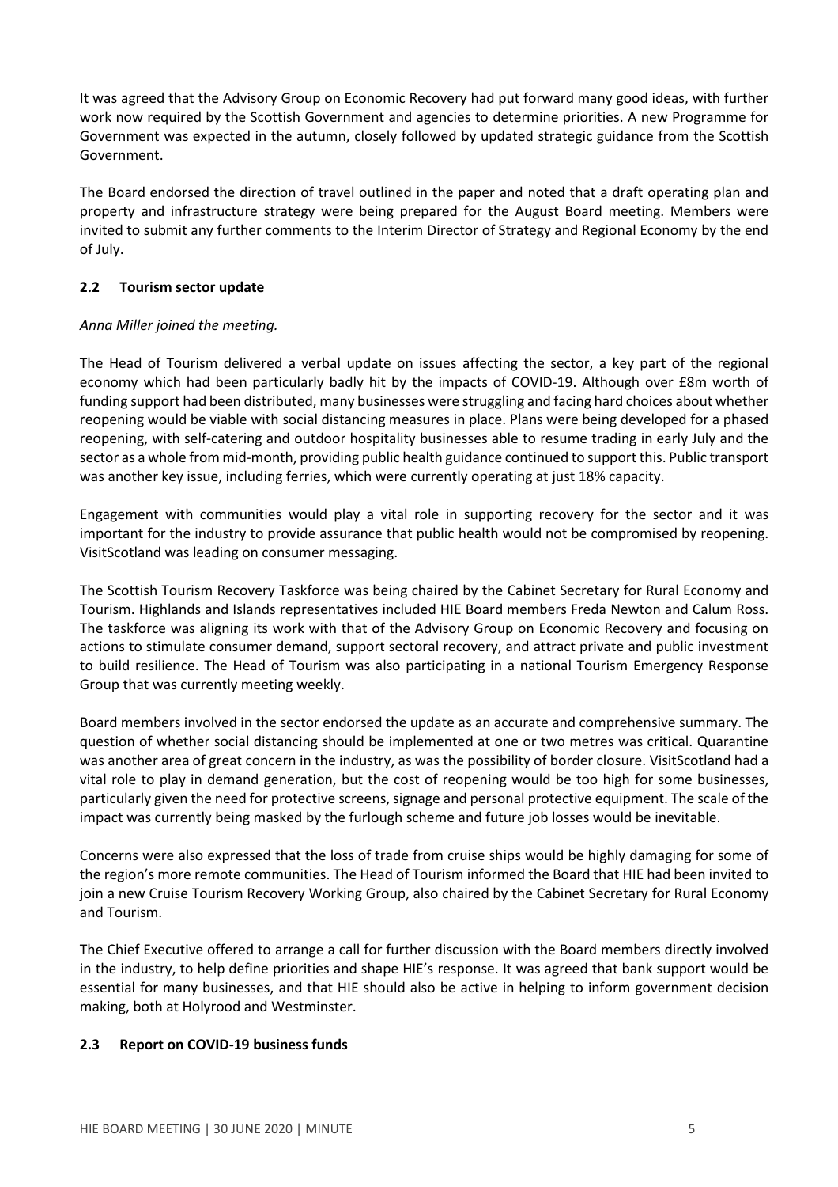It was agreed that the Advisory Group on Economic Recovery had put forward many good ideas, with further work now required by the Scottish Government and agencies to determine priorities. A new Programme for Government was expected in the autumn, closely followed by updated strategic guidance from the Scottish Government.

The Board endorsed the direction of travel outlined in the paper and noted that a draft operating plan and property and infrastructure strategy were being prepared for the August Board meeting. Members were invited to submit any further comments to the Interim Director of Strategy and Regional Economy by the end of July.

### 2.2 Tourism sector update

*Anna Miller joined the meeting.*

The Head of Tourism delivered a verbal update on issues affecting the sector, a key part of the regional economy which had been particularly badly hit by the impacts of COVID-19. Although over £8m worth of funding support had been distributed, many businesses were struggling and facing hard choices about whether reopening would be viable with social distancing measures in place. Plans were being developed for a phased reopening, with self-catering and outdoor hospitality businesses able to resume trading in early July and the sector as a whole from mid-month, providing public health guidance continued to support this. Public transport was another key issue, including ferries, which were currently operating at just 18% capacity.

Engagement with communities would play a vital role in supporting recovery for the sector and it was important for the industry to provide assurance that public health would not be compromised by reopening. VisitScotland was leading on consumer messaging.

The Scottish Tourism Recovery Taskforce was being chaired by the Cabinet Secretary for Rural Economy and Tourism. Highlands and Islands representatives included HIE Board members Freda Newton and Calum Ross. The taskforce was aligning its work with that of the Advisory Group on Economic Recovery and focusing on actions to stimulate consumer demand, support sectoral recovery, and attract private and public investment to build resilience. The Head of Tourism was also participating in a national Tourism Emergency Response Group that was currently meeting weekly.

Board members involved in the sector endorsed the update as an accurate and comprehensive summary. The question of whether social distancing should be implemented at one or two metres was critical. Quarantine was another area of great concern in the industry, as was the possibility of border closure. VisitScotland had a vital role to play in demand generation, but the cost of reopening would be too high for some businesses, particularly given the need for protective screens, signage and personal protective equipment. The scale of the impact was currently being masked by the furlough scheme and future job losses would be inevitable.

Concerns were also expressed that the loss of trade from cruise ships would be highly damaging for some of the region's more remote communities. The Head of Tourism informed the Board that HIE had been invited to join a new Cruise Tourism Recovery Working Group, also chaired by the Cabinet Secretary for Rural Economy and Tourism.

The Chief Executive offered to arrange a call for further discussion with the Board members directly involved in the industry, to help define priorities and shape HIE's response. It was agreed that bank support would be essential for many businesses, and that HIE should also be active in helping to inform government decision making, both at Holyrood and Westminster.

### 2.3 Report on COVID-19 business funds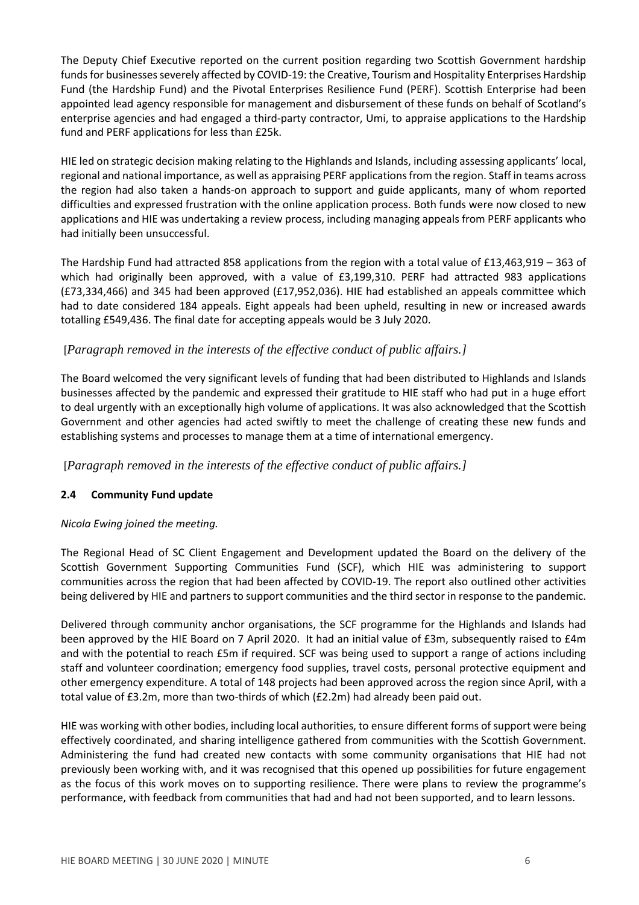The Deputy Chief Executive reported on the current position regarding two Scottish Government hardship funds for businesses severely affected by COVID-19: the Creative, Tourism and Hospitality Enterprises Hardship Fund (the Hardship Fund) and the Pivotal Enterprises Resilience Fund (PERF). Scottish Enterprise had been appointed lead agency responsible for management and disbursement of these funds on behalf of Scotland's enterprise agencies and had engaged a third-party contractor, Umi, to appraise applications to the Hardship fund and PERF applications for less than £25k.

HIE led on strategic decision making relating to the Highlands and Islands, including assessing applicants' local, regional and national importance, as well as appraising PERF applications from the region. Staff in teams across the region had also taken a hands-on approach to support and guide applicants, many of whom reported difficulties and expressed frustration with the online application process. Both funds were now closed to new applications and HIE was undertaking a review process, including managing appeals from PERF applicants who had initially been unsuccessful.

The Hardship Fund had attracted 858 applications from the region with a total value of £13,463,919 – 363 of which had originally been approved, with a value of £3,199,310. PERF had attracted 983 applications (£73,334,466) and 345 had been approved (£17,952,036). HIE had established an appeals committee which had to date considered 184 appeals. Eight appeals had been upheld, resulting in new or increased awards totalling £549,436. The final date for accepting appeals would be 3 July 2020.

*[Paragraph removed in the interests of the effective conduct of public affairs.]*

The Board welcomed the very significant levels of funding that had been distributed to Highlands and Islands businesses affected by the pandemic and expressed their gratitude to HIE staff who had put in a huge effort to deal urgently with an exceptionally high volume of applications. It was also acknowledged that the Scottish Government and other agencies had acted swiftly to meet the challenge of creating these new funds and establishing systems and processes to manage them at a time of international emergency.

*[Paragraph removed in the interests of the effective conduct of public affairs.]*

### 2.4 Community Fund update

*Nicola Ewing joined the meeting.*

The Regional Head of SC Client Engagement and Development updated the Board on the delivery of the Scottish Government Supporting Communities Fund (SCF), which HIE was administering to support communities across the region that had been affected by COVID-19. The report also outlined other activities being delivered by HIE and partners to support communities and the third sector in response to the pandemic.

Delivered through community anchor organisations, the SCF programme for the Highlands and Islands had been approved by the HIE Board on 7 April 2020. It had an initial value of £3m, subsequently raised to £4m and with the potential to reach £5m if required. SCF was being used to support a range of actions including staff and volunteer coordination; emergency food supplies, travel costs, personal protective equipment and other emergency expenditure. A total of 148 projects had been approved across the region since April, with a total value of £3.2m, more than two-thirds of which (£2.2m) had already been paid out.

HIE was working with other bodies, including local authorities, to ensure different forms of support were being effectively coordinated, and sharing intelligence gathered from communities with the Scottish Government. Administering the fund had created new contacts with some community organisations that HIE had not previously been working with, and it was recognised that this opened up possibilities for future engagement as the focus of this work moves on to supporting resilience. There were plans to review the programme's performance, with feedback from communities that had and had not been supported, and to learn lessons.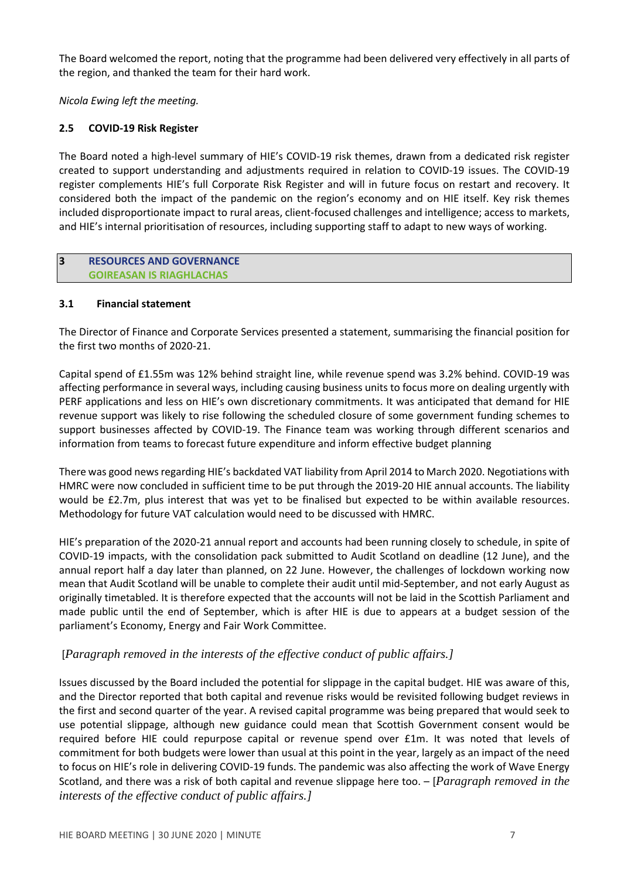The Board welcomed the report, noting that the programme had been delivered very effectively in all parts of the region, and thanked the team for their hard work.

*Nicola Ewing left the meeting.*

### 2.5 COVID-19 Risk Register

The Board noted a high-level summary of HIE's COVID-19 risk themes, drawn from a dedicated risk register created to support understanding and adjustments required in relation to COVID-19 issues. The COVID-19 register complements HIE's full Corporate Risk Register and will in future focus on restart and recovery. It considered both the impact of the pandemic on the region's economy and on HIE itself. Key risk themes included disproportionate impact to rural areas, client-focused challenges and intelligence; access to markets, and HIE's internal prioritisation of resources, including supporting staff to adapt to new ways of working.

## 3 RESOURCES AND GOVERNANCE
## GOIREASAN IS RIAGHLACHAS

### 3.1 Financial statement

The Director of Finance and Corporate Services presented a statement, summarising the financial position for the first two months of 2020-21.

Capital spend of £1.55m was 12% behind straight line, while revenue spend was 3.2% behind. COVID-19 was affecting performance in several ways, including causing business units to focus more on dealing urgently with PERF applications and less on HIE's own discretionary commitments. It was anticipated that demand for HIE revenue support was likely to rise following the scheduled closure of some government funding schemes to support businesses affected by COVID-19. The Finance team was working through different scenarios and information from teams to forecast future expenditure and inform effective budget planning

There was good news regarding HIE's backdated VAT liability from April 2014 to March 2020. Negotiations with HMRC were now concluded in sufficient time to be put through the 2019-20 HIE annual accounts. The liability would be £2.7m, plus interest that was yet to be finalised but expected to be within available resources. Methodology for future VAT calculation would need to be discussed with HMRC.

HIE's preparation of the 2020-21 annual report and accounts had been running closely to schedule, in spite of COVID-19 impacts, with the consolidation pack submitted to Audit Scotland on deadline (12 June), and the annual report half a day later than planned, on 22 June. However, the challenges of lockdown working now mean that Audit Scotland will be unable to complete their audit until mid-September, and not early August as originally timetabled. It is therefore expected that the accounts will not be laid in the Scottish Parliament and made public until the end of September, which is after HIE is due to appears at a budget session of the parliament's Economy, Energy and Fair Work Committee.

[*Paragraph removed in the interests of the effective conduct of public affairs.]*

Issues discussed by the Board included the potential for slippage in the capital budget. HIE was aware of this, and the Director reported that both capital and revenue risks would be revisited following budget reviews in the first and second quarter of the year. A revised capital programme was being prepared that would seek to use potential slippage, although new guidance could mean that Scottish Government consent would be required before HIE could repurpose capital or revenue spend over £1m. It was noted that levels of commitment for both budgets were lower than usual at this point in the year, largely as an impact of the need to focus on HIE's role in delivering COVID-19 funds. The pandemic was also affecting the work of Wave Energy Scotland, and there was a risk of both capital and revenue slippage here too. – [*Paragraph removed in the interests of the effective conduct of public affairs.]*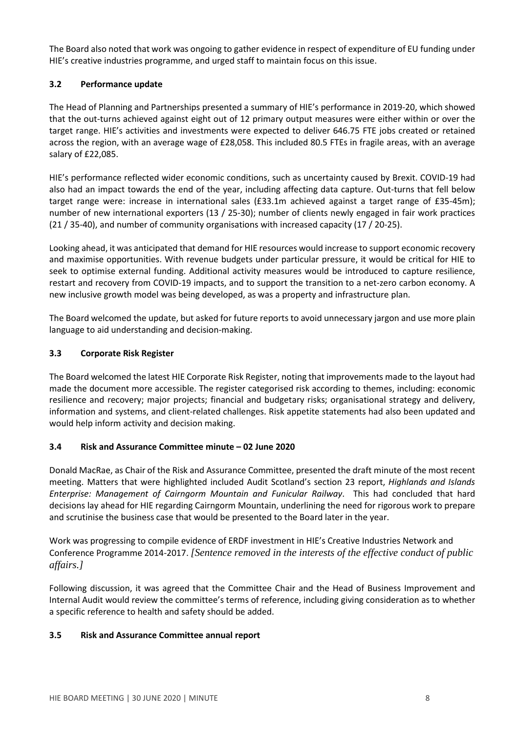The Board also noted that work was ongoing to gather evidence in respect of expenditure of EU funding under HIE's creative industries programme, and urged staff to maintain focus on this issue.

### 3.2 Performance update

The Head of Planning and Partnerships presented a summary of HIE's performance in 2019-20, which showed that the out-turns achieved against eight out of 12 primary output measures were either within or over the target range. HIE's activities and investments were expected to deliver 646.75 FTE jobs created or retained across the region, with an average wage of £28,058. This included 80.5 FTEs in fragile areas, with an average salary of £22,085.

HIE's performance reflected wider economic conditions, such as uncertainty caused by Brexit. COVID-19 had also had an impact towards the end of the year, including affecting data capture. Out-turns that fell below target range were: increase in international sales (£33.1m achieved against a target range of £35-45m); number of new international exporters (13 / 25-30); number of clients newly engaged in fair work practices (21 / 35-40), and number of community organisations with increased capacity (17 / 20-25).

Looking ahead, it was anticipated that demand for HIE resources would increase to support economic recovery and maximise opportunities. With revenue budgets under particular pressure, it would be critical for HIE to seek to optimise external funding. Additional activity measures would be introduced to capture resilience, restart and recovery from COVID-19 impacts, and to support the transition to a net-zero carbon economy. A new inclusive growth model was being developed, as was a property and infrastructure plan.

The Board welcomed the update, but asked for future reports to avoid unnecessary jargon and use more plain language to aid understanding and decision-making.

### 3.3 Corporate Risk Register

The Board welcomed the latest HIE Corporate Risk Register, noting that improvements made to the layout had made the document more accessible. The register categorised risk according to themes, including: economic resilience and recovery; major projects; financial and budgetary risks; organisational strategy and delivery, information and systems, and client-related challenges. Risk appetite statements had also been updated and would help inform activity and decision making.

### 3.4 Risk and Assurance Committee minute – 02 June 2020

Donald MacRae, as Chair of the Risk and Assurance Committee, presented the draft minute of the most recent meeting. Matters that were highlighted included Audit Scotland's section 23 report, *Highlands and Islands Enterprise: Management of Cairngorm Mountain and Funicular Railway*. This had concluded that hard decisions lay ahead for HIE regarding Cairngorm Mountain, underlining the need for rigorous work to prepare and scrutinise the business case that would be presented to the Board later in the year.

Work was progressing to compile evidence of ERDF investment in HIE's Creative Industries Network and Conference Programme 2014-2017. *[Sentence removed in the interests of the effective conduct of public affairs.]*

Following discussion, it was agreed that the Committee Chair and the Head of Business Improvement and Internal Audit would review the committee's terms of reference, including giving consideration as to whether a specific reference to health and safety should be added.

### 3.5 Risk and Assurance Committee annual report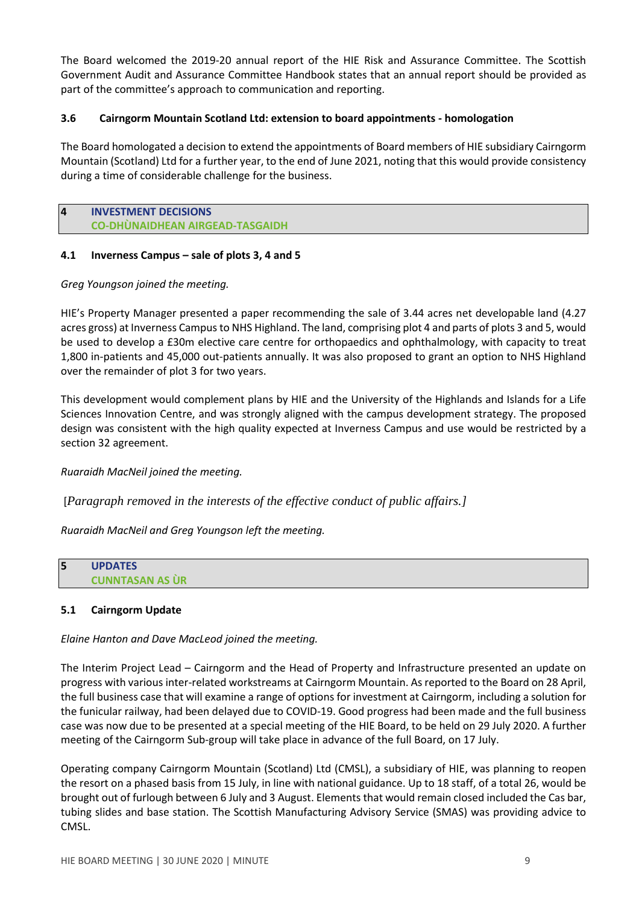The Board welcomed the 2019-20 annual report of the HIE Risk and Assurance Committee. The Scottish Government Audit and Assurance Committee Handbook states that an annual report should be provided as part of the committee's approach to communication and reporting.

### 3.6 Cairngorm Mountain Scotland Ltd: extension to board appointments - homologation

The Board homologated a decision to extend the appointments of Board members of HIE subsidiary Cairngorm Mountain (Scotland) Ltd for a further year, to the end of June 2021, noting that this would provide consistency during a time of considerable challenge for the business.

## 4 INVESTMENT DECISIONS
## CO-DHÙNAIDHEAN AIRGEAD-TASGAIDH

### 4.1 Inverness Campus – sale of plots 3, 4 and 5

*Greg Youngson joined the meeting.*

HIE's Property Manager presented a paper recommending the sale of 3.44 acres net developable land (4.27 acres gross) at Inverness Campus to NHS Highland. The land, comprising plot 4 and parts of plots 3 and 5, would be used to develop a £30m elective care centre for orthopaedics and ophthalmology, with capacity to treat 1,800 in-patients and 45,000 out-patients annually. It was also proposed to grant an option to NHS Highland over the remainder of plot 3 for two years.

This development would complement plans by HIE and the University of the Highlands and Islands for a Life Sciences Innovation Centre, and was strongly aligned with the campus development strategy. The proposed design was consistent with the high quality expected at Inverness Campus and use would be restricted by a section 32 agreement.

*Ruaraidh MacNeil joined the meeting.*

*[Paragraph removed in the interests of the effective conduct of public affairs.]*

*Ruaraidh MacNeil and Greg Youngson left the meeting.*

## 5 UPDATES
## CUNNTASAN AS ÙR

### 5.1 Cairngorm Update

*Elaine Hanton and Dave MacLeod joined the meeting.*

The Interim Project Lead – Cairngorm and the Head of Property and Infrastructure presented an update on progress with various inter-related workstreams at Cairngorm Mountain. As reported to the Board on 28 April, the full business case that will examine a range of options for investment at Cairngorm, including a solution for the funicular railway, had been delayed due to COVID-19. Good progress had been made and the full business case was now due to be presented at a special meeting of the HIE Board, to be held on 29 July 2020. A further meeting of the Cairngorm Sub-group will take place in advance of the full Board, on 17 July.

Operating company Cairngorm Mountain (Scotland) Ltd (CMSL), a subsidiary of HIE, was planning to reopen the resort on a phased basis from 15 July, in line with national guidance. Up to 18 staff, of a total 26, would be brought out of furlough between 6 July and 3 August. Elements that would remain closed included the Cas bar, tubing slides and base station. The Scottish Manufacturing Advisory Service (SMAS) was providing advice to CMSL.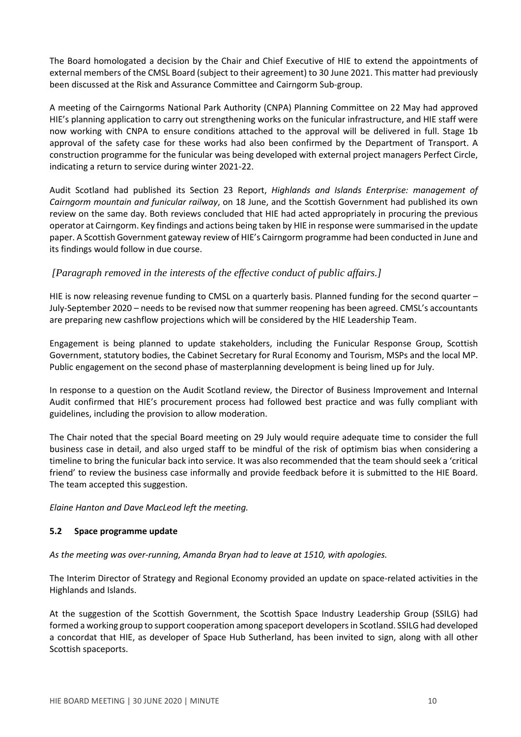The Board homologated a decision by the Chair and Chief Executive of HIE to extend the appointments of external members of the CMSL Board (subject to their agreement) to 30 June 2021. This matter had previously been discussed at the Risk and Assurance Committee and Cairngorm Sub-group.

A meeting of the Cairngorms National Park Authority (CNPA) Planning Committee on 22 May had approved HIE's planning application to carry out strengthening works on the funicular infrastructure, and HIE staff were now working with CNPA to ensure conditions attached to the approval will be delivered in full. Stage 1b approval of the safety case for these works had also been confirmed by the Department of Transport. A construction programme for the funicular was being developed with external project managers Perfect Circle, indicating a return to service during winter 2021-22.

Audit Scotland had published its Section 23 Report, *Highlands and Islands Enterprise: management of Cairngorm mountain and funicular railway*, on 18 June, and the Scottish Government had published its own review on the same day. Both reviews concluded that HIE had acted appropriately in procuring the previous operator at Cairngorm. Key findings and actions being taken by HIE in response were summarised in the update paper. A Scottish Government gateway review of HIE's Cairngorm programme had been conducted in June and its findings would follow in due course.

*[Paragraph removed in the interests of the effective conduct of public affairs.]*

HIE is now releasing revenue funding to CMSL on a quarterly basis. Planned funding for the second quarter – July-September 2020 – needs to be revised now that summer reopening has been agreed. CMSL's accountants are preparing new cashflow projections which will be considered by the HIE Leadership Team.

Engagement is being planned to update stakeholders, including the Funicular Response Group, Scottish Government, statutory bodies, the Cabinet Secretary for Rural Economy and Tourism, MSPs and the local MP. Public engagement on the second phase of masterplanning development is being lined up for July.

In response to a question on the Audit Scotland review, the Director of Business Improvement and Internal Audit confirmed that HIE's procurement process had followed best practice and was fully compliant with guidelines, including the provision to allow moderation.

The Chair noted that the special Board meeting on 29 July would require adequate time to consider the full business case in detail, and also urged staff to be mindful of the risk of optimism bias when considering a timeline to bring the funicular back into service. It was also recommended that the team should seek a 'critical friend' to review the business case informally and provide feedback before it is submitted to the HIE Board. The team accepted this suggestion.

*Elaine Hanton and Dave MacLeod left the meeting.*

### 5.2 Space programme update

*As the meeting was over-running, Amanda Bryan had to leave at 1510, with apologies.*

The Interim Director of Strategy and Regional Economy provided an update on space-related activities in the Highlands and Islands.

At the suggestion of the Scottish Government, the Scottish Space Industry Leadership Group (SSILG) had formed a working group to support cooperation among spaceport developers in Scotland. SSILG had developed a concordat that HIE, as developer of Space Hub Sutherland, has been invited to sign, along with all other Scottish spaceports.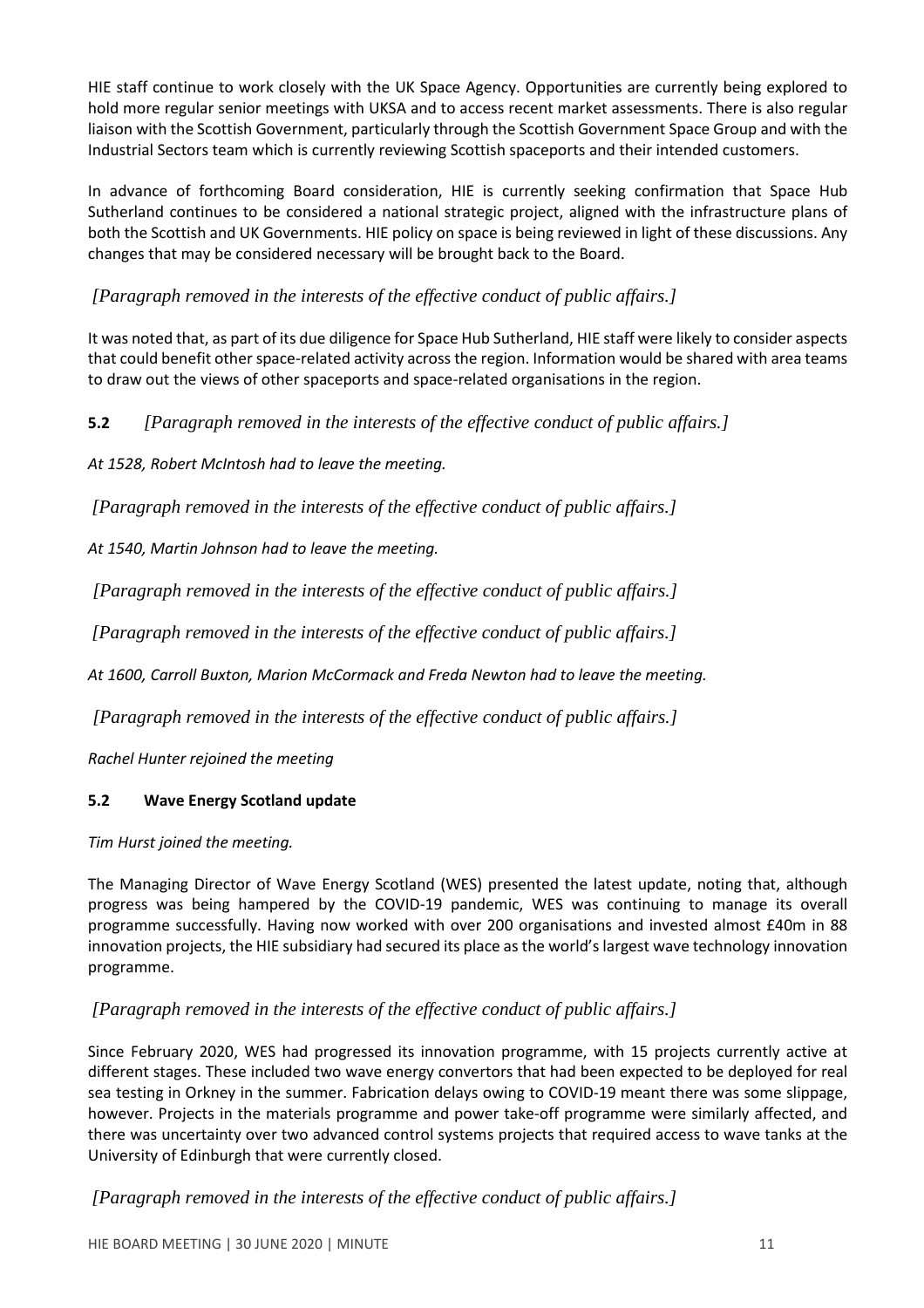HIE staff continue to work closely with the UK Space Agency. Opportunities are currently being explored to hold more regular senior meetings with UKSA and to access recent market assessments. There is also regular liaison with the Scottish Government, particularly through the Scottish Government Space Group and with the Industrial Sectors team which is currently reviewing Scottish spaceports and their intended customers.

In advance of forthcoming Board consideration, HIE is currently seeking confirmation that Space Hub Sutherland continues to be considered a national strategic project, aligned with the infrastructure plans of both the Scottish and UK Governments. HIE policy on space is being reviewed in light of these discussions. Any changes that may be considered necessary will be brought back to the Board.

*[Paragraph removed in the interests of the effective conduct of public affairs.]*

It was noted that, as part of its due diligence for Space Hub Sutherland, HIE staff were likely to consider aspects that could benefit other space-related activity across the region. Information would be shared with area teams to draw out the views of other spaceports and space-related organisations in the region.

**5.2** *[Paragraph removed in the interests of the effective conduct of public affairs.]*

*At 1528, Robert McIntosh had to leave the meeting.*

*[Paragraph removed in the interests of the effective conduct of public affairs.]*

*At 1540, Martin Johnson had to leave the meeting.*

*[Paragraph removed in the interests of the effective conduct of public affairs.]*

*[Paragraph removed in the interests of the effective conduct of public affairs.]*

*At 1600, Carroll Buxton, Marion McCormack and Freda Newton had to leave the meeting.*

*[Paragraph removed in the interests of the effective conduct of public affairs.]*

*Rachel Hunter rejoined the meeting*

### 5.2 Wave Energy Scotland update

*Tim Hurst joined the meeting.*

The Managing Director of Wave Energy Scotland (WES) presented the latest update, noting that, although progress was being hampered by the COVID-19 pandemic, WES was continuing to manage its overall programme successfully. Having now worked with over 200 organisations and invested almost £40m in 88 innovation projects, the HIE subsidiary had secured its place as the world's largest wave technology innovation programme.

*[Paragraph removed in the interests of the effective conduct of public affairs.]*

Since February 2020, WES had progressed its innovation programme, with 15 projects currently active at different stages. These included two wave energy convertors that had been expected to be deployed for real sea testing in Orkney in the summer. Fabrication delays owing to COVID-19 meant there was some slippage, however. Projects in the materials programme and power take-off programme were similarly affected, and there was uncertainty over two advanced control systems projects that required access to wave tanks at the University of Edinburgh that were currently closed.

*[Paragraph removed in the interests of the effective conduct of public affairs.]*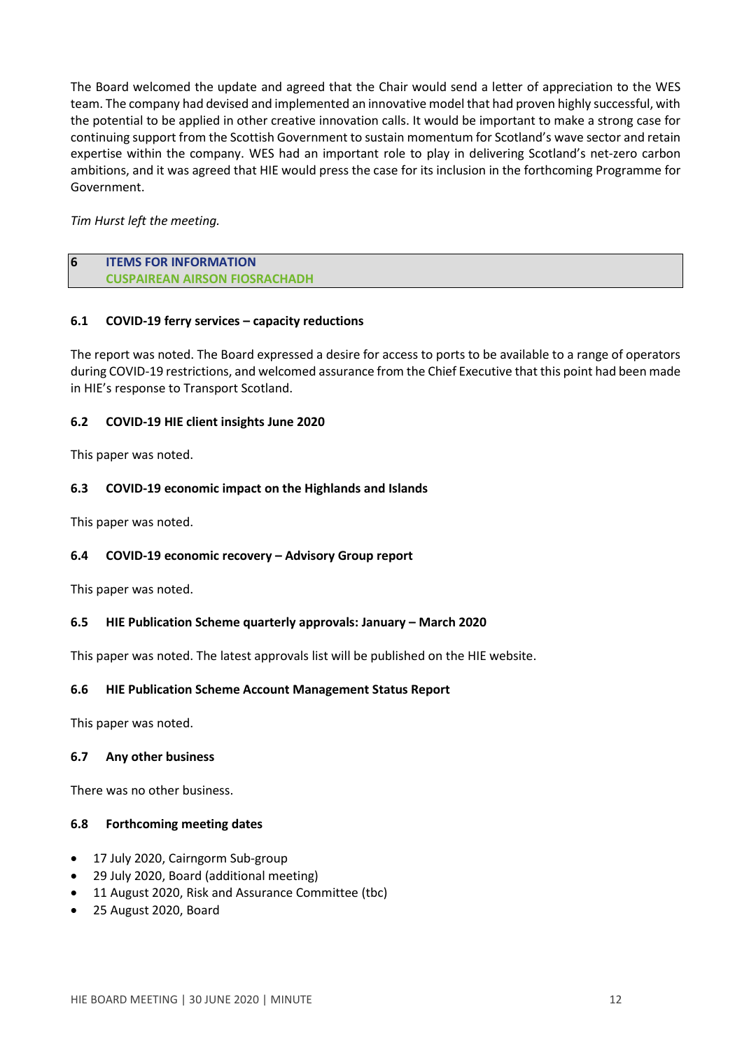The Board welcomed the update and agreed that the Chair would send a letter of appreciation to the WES team. The company had devised and implemented an innovative model that had proven highly successful, with the potential to be applied in other creative innovation calls. It would be important to make a strong case for continuing support from the Scottish Government to sustain momentum for Scotland's wave sector and retain expertise within the company. WES had an important role to play in delivering Scotland's net-zero carbon ambitions, and it was agreed that HIE would press the case for its inclusion in the forthcoming Programme for Government.

*Tim Hurst left the meeting.*

## 6 ITEMS FOR INFORMATION
## CUSPAIREAN AIRSON FIOSRACHADH

### 6.1 COVID-19 ferry services – capacity reductions

The report was noted. The Board expressed a desire for access to ports to be available to a range of operators during COVID-19 restrictions, and welcomed assurance from the Chief Executive that this point had been made in HIE's response to Transport Scotland.

### 6.2 COVID-19 HIE client insights June 2020

This paper was noted.

### 6.3 COVID-19 economic impact on the Highlands and Islands

This paper was noted.

### 6.4 COVID-19 economic recovery – Advisory Group report

This paper was noted.

### 6.5 HIE Publication Scheme quarterly approvals: January – March 2020

This paper was noted. The latest approvals list will be published on the HIE website.

### 6.6 HIE Publication Scheme Account Management Status Report

This paper was noted.

### 6.7 Any other business

There was no other business.

### 6.8 Forthcoming meeting dates

- 17 July 2020, Cairngorm Sub-group
- 29 July 2020, Board (additional meeting)
- 11 August 2020, Risk and Assurance Committee (tbc)
- 25 August 2020, Board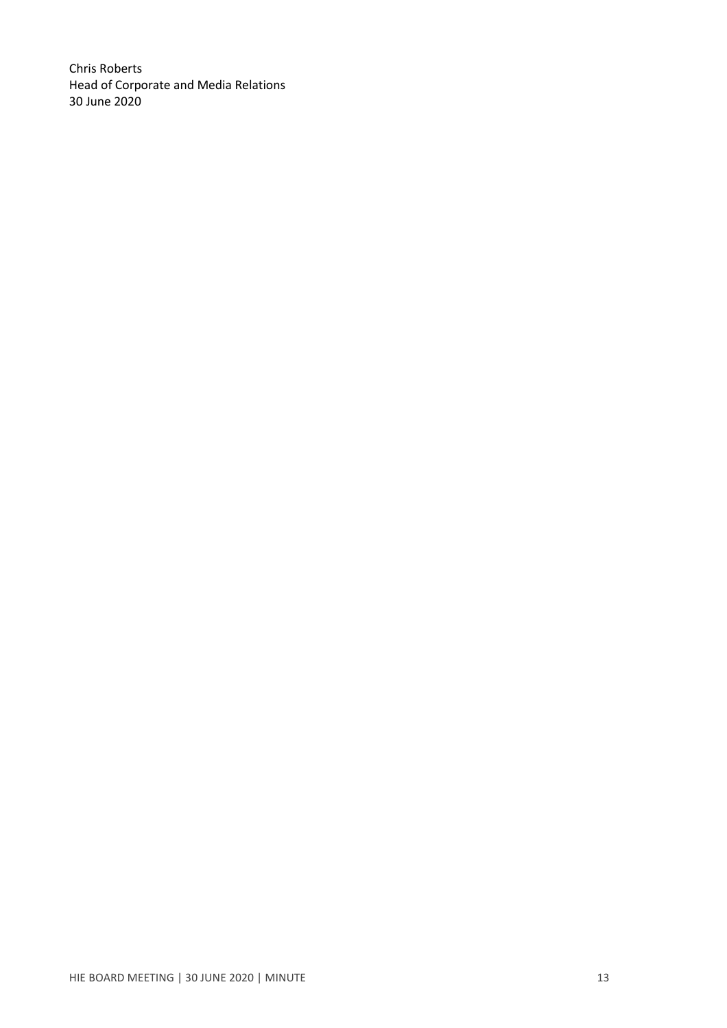Chris Roberts
Head of Corporate and Media Relations
30 June 2020